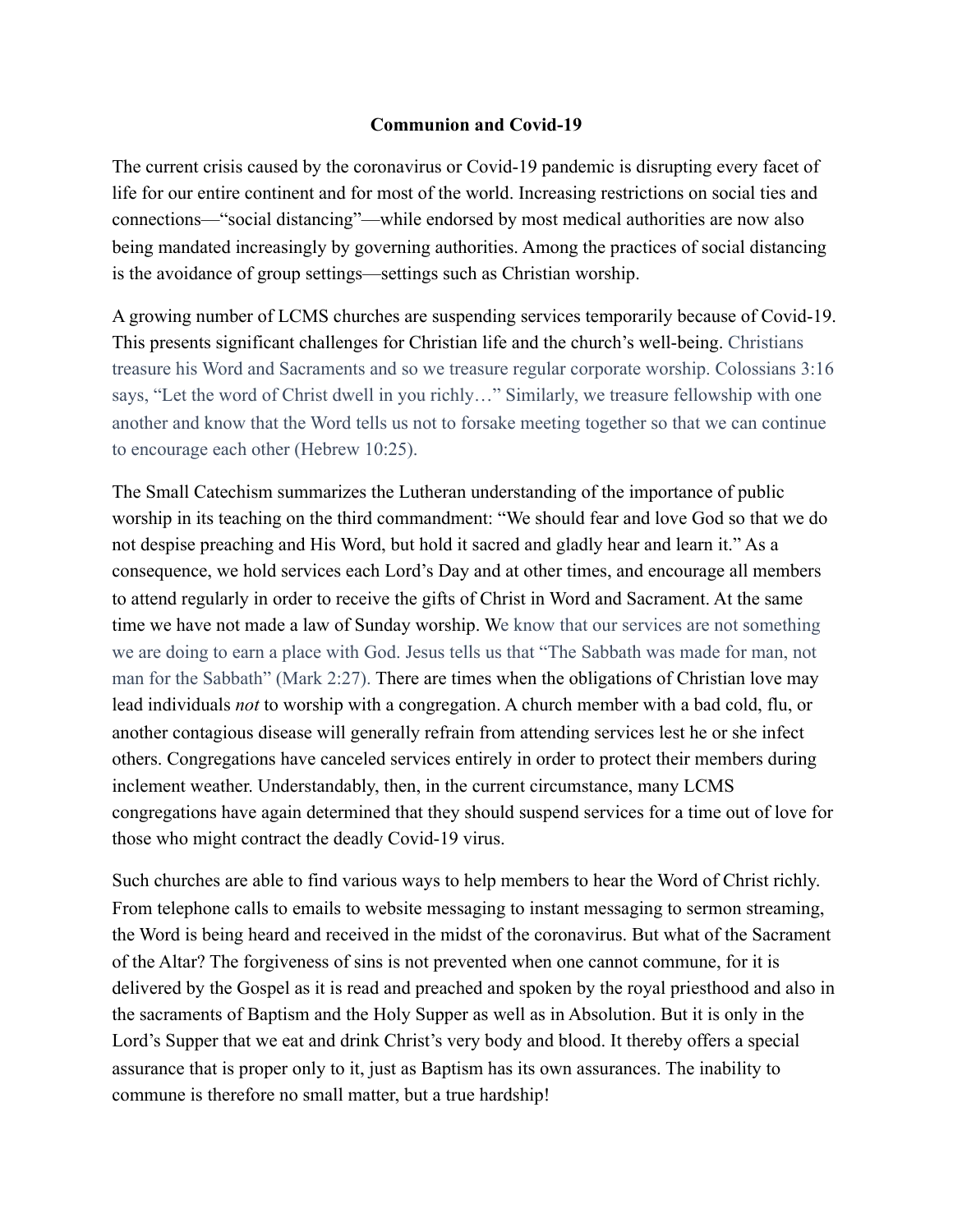**Communion and Covid-19**

The current crisis caused by the coronavirus or Covid-19 pandemic is disrupting every facet of life for our entire continent and for most of the world. Increasing restrictions on social ties and connections—"social distancing"—while endorsed by most medical authorities are now also being mandated increasingly by governing authorities. Among the practices of social distancing is the avoidance of group settings—settings such as Christian worship.

A growing number of LCMS churches are suspending services temporarily because of Covid-19. This presents significant challenges for Christian life and the church's well-being. Christians treasure his Word and Sacraments and so we treasure regular corporate worship. Colossians 3:16 says, "Let the word of Christ dwell in you richly…" Similarly, we treasure fellowship with one another and know that the Word tells us not to forsake meeting together so that we can continue to encourage each other (Hebrew 10:25).

The Small Catechism summarizes the Lutheran understanding of the importance of public worship in its teaching on the third commandment: "We should fear and love God so that we do not despise preaching and His Word, but hold it sacred and gladly hear and learn it." As a consequence, we hold services each Lord's Day and at other times, and encourage all members to attend regularly in order to receive the gifts of Christ in Word and Sacrament. At the same time we have not made a law of Sunday worship. We know that our services are not something we are doing to earn a place with God. Jesus tells us that "The Sabbath was made for man, not man for the Sabbath" (Mark 2:27). There are times when the obligations of Christian love may lead individuals *not* to worship with a congregation. A church member with a bad cold, flu, or another contagious disease will generally refrain from attending services lest he or she infect others. Congregations have canceled services entirely in order to protect their members during inclement weather. Understandably, then, in the current circumstance, many LCMS congregations have again determined that they should suspend services for a time out of love for those who might contract the deadly Covid-19 virus.

Such churches are able to find various ways to help members to hear the Word of Christ richly. From telephone calls to emails to website messaging to instant messaging to sermon streaming, the Word is being heard and received in the midst of the coronavirus. But what of the Sacrament of the Altar? The forgiveness of sins is not prevented when one cannot commune, for it is delivered by the Gospel as it is read and preached and spoken by the royal priesthood and also in the sacraments of Baptism and the Holy Supper as well as in Absolution. But it is only in the Lord's Supper that we eat and drink Christ's very body and blood. It thereby offers a special assurance that is proper only to it, just as Baptism has its own assurances. The inability to commune is therefore no small matter, but a true hardship!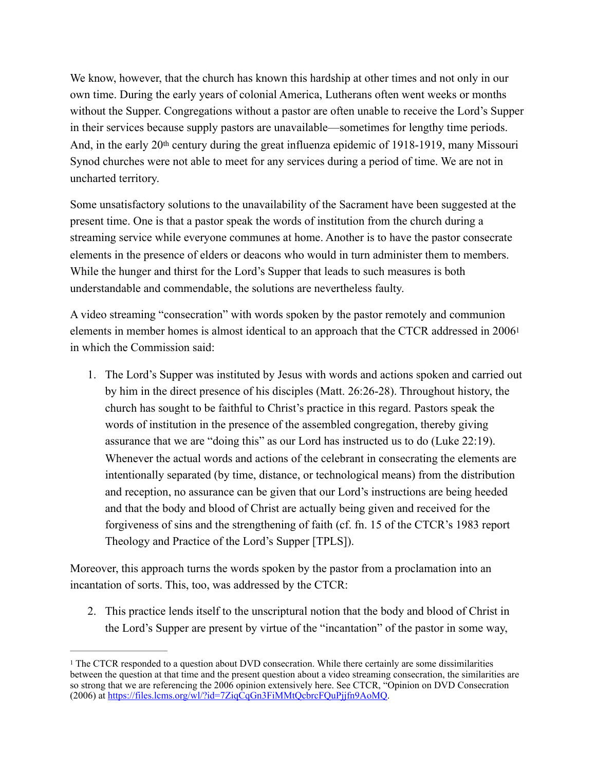We know, however, that the church has known this hardship at other times and not only in our own time. During the early years of colonial America, Lutherans often went weeks or months without the Supper. Congregations without a pastor are often unable to receive the Lord's Supper in their services because supply pastors are unavailable—sometimes for lengthy time periods. And, in the early 20th century during the great influenza epidemic of 1918-1919, many Missouri Synod churches were not able to meet for any services during a period of time. We are not in uncharted territory.

Some unsatisfactory solutions to the unavailability of the Sacrament have been suggested at the present time. One is that a pastor speak the words of institution from the church during a streaming service while everyone communes at home. Another is to have the pastor consecrate elements in the presence of elders or deacons who would in turn administer them to members. While the hunger and thirst for the Lord's Supper that leads to such measures is both understandable and commendable, the solutions are nevertheless faulty.

A video streaming "consecration" with words spoken by the pastor remotely and communion elements in member homes is almost identical to an approach that the CTCR addressed in 2006[1] in which the Commission said:

1. The Lord's Supper was instituted by Jesus with words and actions spoken and carried out by him in the direct presence of his disciples (Matt. 26:26-28). Throughout history, the church has sought to be faithful to Christ's practice in this regard. Pastors speak the words of institution in the presence of the assembled congregation, thereby giving assurance that we are "doing this" as our Lord has instructed us to do (Luke 22:19). Whenever the actual words and actions of the celebrant in consecrating the elements are intentionally separated (by time, distance, or technological means) from the distribution and reception, no assurance can be given that our Lord's instructions are being heeded and that the body and blood of Christ are actually being given and received for the forgiveness of sins and the strengthening of faith (cf. fn. 15 of the CTCR's 1983 report Theology and Practice of the Lord's Supper [TPLS]).

Moreover, this approach turns the words spoken by the pastor from a proclamation into an incantation of sorts. This, too, was addressed by the CTCR:

2. This practice lends itself to the unscriptural notion that the body and blood of Christ in the Lord's Supper are present by virtue of the "incantation" of the pastor in some way,

---

[1] The CTCR responded to a question about DVD consecration. While there certainly are some dissimilarities between the question at that time and the present question about a video streaming consecration, the similarities are so strong that we are referencing the 2006 opinion extensively here. See CTCR, "Opinion on DVD Consecration (2006) at https://files.lcms.org/wl/?id=7ZiqCqGn3FiMMtQcbrcFQuPjjfn9AoMQ.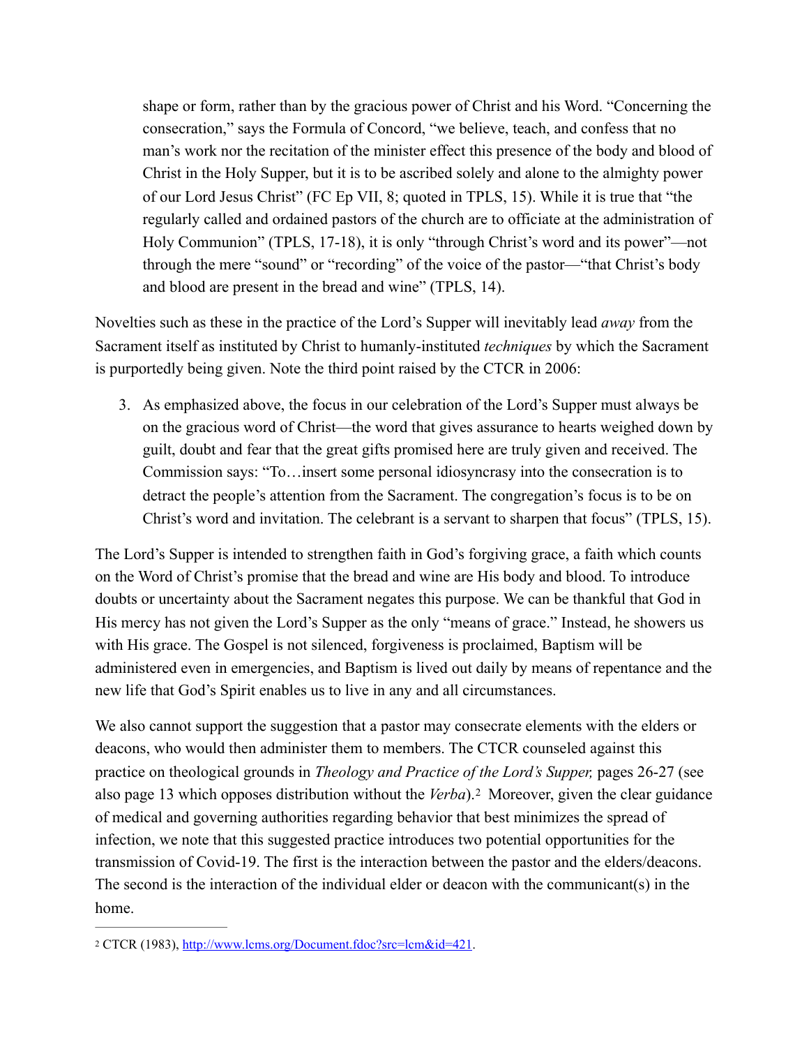> shape or form, rather than by the gracious power of Christ and his Word. "Concerning the consecration," says the Formula of Concord, "we believe, teach, and confess that no man's work nor the recitation of the minister effect this presence of the body and blood of Christ in the Holy Supper, but it is to be ascribed solely and alone to the almighty power of our Lord Jesus Christ" (FC Ep VII, 8; quoted in TPLS, 15). While it is true that "the regularly called and ordained pastors of the church are to officiate at the administration of Holy Communion" (TPLS, 17-18), it is only "through Christ's word and its power"—not through the mere "sound" or "recording" of the voice of the pastor—"that Christ's body and blood are present in the bread and wine" (TPLS, 14).

Novelties such as these in the practice of the Lord's Supper will inevitably lead *away* from the Sacrament itself as instituted by Christ to humanly-instituted *techniques* by which the Sacrament is purportedly being given. Note the third point raised by the CTCR in 2006:

3. As emphasized above, the focus in our celebration of the Lord's Supper must always be on the gracious word of Christ—the word that gives assurance to hearts weighed down by guilt, doubt and fear that the great gifts promised here are truly given and received. The Commission says: "To…insert some personal idiosyncrasy into the consecration is to detract the people's attention from the Sacrament. The congregation's focus is to be on Christ's word and invitation. The celebrant is a servant to sharpen that focus" (TPLS, 15).

The Lord's Supper is intended to strengthen faith in God's forgiving grace, a faith which counts on the Word of Christ's promise that the bread and wine are His body and blood. To introduce doubts or uncertainty about the Sacrament negates this purpose. We can be thankful that God in His mercy has not given the Lord's Supper as the only "means of grace." Instead, he showers us with His grace. The Gospel is not silenced, forgiveness is proclaimed, Baptism will be administered even in emergencies, and Baptism is lived out daily by means of repentance and the new life that God's Spirit enables us to live in any and all circumstances.

We also cannot support the suggestion that a pastor may consecrate elements with the elders or deacons, who would then administer them to members. The CTCR counseled against this practice on theological grounds in *Theology and Practice of the Lord's Supper,* pages 26-27 (see also page 13 which opposes distribution without the *Verba*).[2] Moreover, given the clear guidance of medical and governing authorities regarding behavior that best minimizes the spread of infection, we note that this suggested practice introduces two potential opportunities for the transmission of Covid-19. The first is the interaction between the pastor and the elders/deacons. The second is the interaction of the individual elder or deacon with the communicant(s) in the home.

---

[2] CTCR (1983), http://www.lcms.org/Document.fdoc?src=lcm&id=421.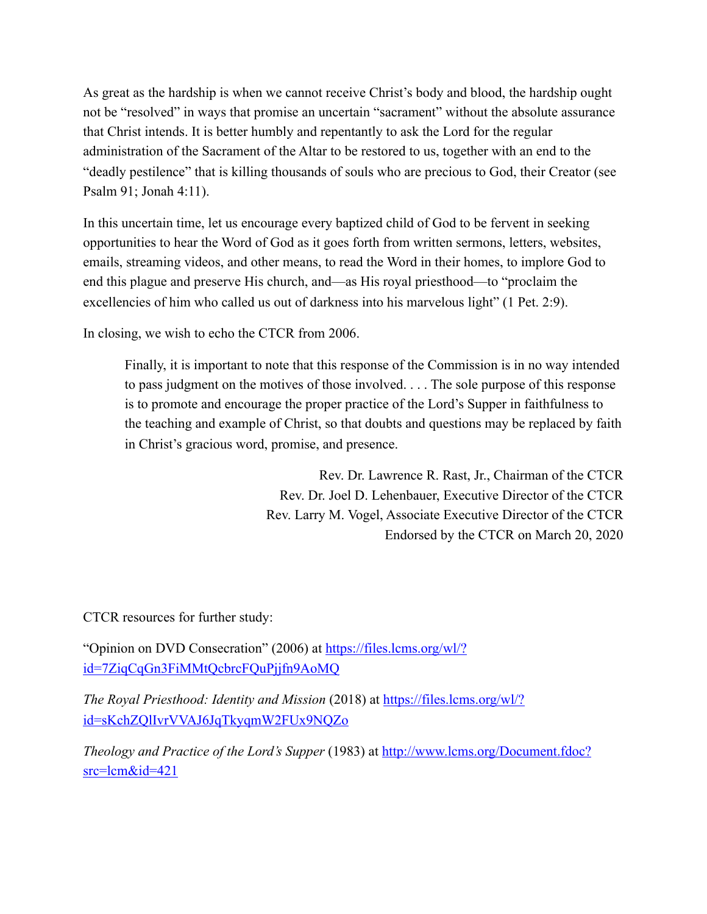As great as the hardship is when we cannot receive Christ's body and blood, the hardship ought not be "resolved" in ways that promise an uncertain "sacrament" without the absolute assurance that Christ intends. It is better humbly and repentantly to ask the Lord for the regular administration of the Sacrament of the Altar to be restored to us, together with an end to the "deadly pestilence" that is killing thousands of souls who are precious to God, their Creator (see Psalm 91; Jonah 4:11).

In this uncertain time, let us encourage every baptized child of God to be fervent in seeking opportunities to hear the Word of God as it goes forth from written sermons, letters, websites, emails, streaming videos, and other means, to read the Word in their homes, to implore God to end this plague and preserve His church, and—as His royal priesthood—to "proclaim the excellencies of him who called us out of darkness into his marvelous light" (1 Pet. 2:9).

In closing, we wish to echo the CTCR from 2006.

> Finally, it is important to note that this response of the Commission is in no way intended to pass judgment on the motives of those involved. . . . The sole purpose of this response is to promote and encourage the proper practice of the Lord's Supper in faithfulness to the teaching and example of Christ, so that doubts and questions may be replaced by faith in Christ's gracious word, promise, and presence.

Rev. Dr. Lawrence R. Rast, Jr., Chairman of the CTCR
Rev. Dr. Joel D. Lehenbauer, Executive Director of the CTCR
Rev. Larry M. Vogel, Associate Executive Director of the CTCR
Endorsed by the CTCR on March 20, 2020

CTCR resources for further study:

"Opinion on DVD Consecration" (2006) at https://files.lcms.org/wl/?id=7ZiqCqGn3FiMMtQcbrcFQuPjjfn9AoMQ

*The Royal Priesthood: Identity and Mission* (2018) at https://files.lcms.org/wl/?id=sKchZQlIvrVVAJ6JqTkyqmW2FUx9NQZo

*Theology and Practice of the Lord's Supper* (1983) at http://www.lcms.org/Document.fdoc?src=lcm&id=421